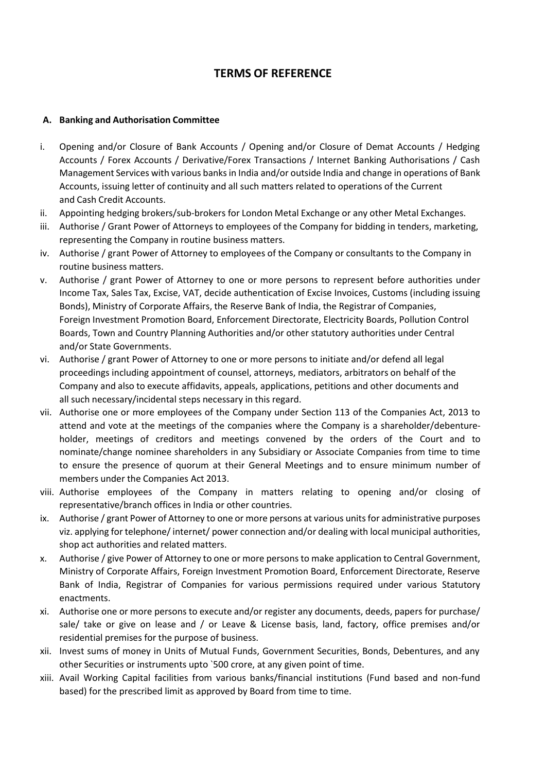# TERMS OF REFERENCE

## A. Banking and Authorisation Committee

i. Opening and/or Closure of Bank Accounts / Opening and/or Closure of Demat Accounts / Hedging Accounts / Forex Accounts / Derivative/Forex Transactions / Internet Banking Authorisations / Cash Management Services with various banks in India and/or outside India and change in operations of Bank Accounts, issuing letter of continuity and all such matters related to operations of the Current and Cash Credit Accounts.

ii. Appointing hedging brokers/sub-brokers for London Metal Exchange or any other Metal Exchanges.

iii. Authorise / Grant Power of Attorneys to employees of the Company for bidding in tenders, marketing, representing the Company in routine business matters.

iv. Authorise / grant Power of Attorney to employees of the Company or consultants to the Company in routine business matters.

v. Authorise / grant Power of Attorney to one or more persons to represent before authorities under Income Tax, Sales Tax, Excise, VAT, decide authentication of Excise Invoices, Customs (including issuing Bonds), Ministry of Corporate Affairs, the Reserve Bank of India, the Registrar of Companies, Foreign Investment Promotion Board, Enforcement Directorate, Electricity Boards, Pollution Control Boards, Town and Country Planning Authorities and/or other statutory authorities under Central and/or State Governments.

vi. Authorise / grant Power of Attorney to one or more persons to initiate and/or defend all legal proceedings including appointment of counsel, attorneys, mediators, arbitrators on behalf of the Company and also to execute affidavits, appeals, applications, petitions and other documents and all such necessary/incidental steps necessary in this regard.

vii. Authorise one or more employees of the Company under Section 113 of the Companies Act, 2013 to attend and vote at the meetings of the companies where the Company is a shareholder/debenture-holder, meetings of creditors and meetings convened by the orders of the Court and to nominate/change nominee shareholders in any Subsidiary or Associate Companies from time to time to ensure the presence of quorum at their General Meetings and to ensure minimum number of members under the Companies Act 2013.

viii. Authorise employees of the Company in matters relating to opening and/or closing of representative/branch offices in India or other countries.

ix. Authorise / grant Power of Attorney to one or more persons at various units for administrative purposes viz. applying for telephone/ internet/ power connection and/or dealing with local municipal authorities, shop act authorities and related matters.

x. Authorise / give Power of Attorney to one or more persons to make application to Central Government, Ministry of Corporate Affairs, Foreign Investment Promotion Board, Enforcement Directorate, Reserve Bank of India, Registrar of Companies for various permissions required under various Statutory enactments.

xi. Authorise one or more persons to execute and/or register any documents, deeds, papers for purchase/ sale/ take or give on lease and / or Leave & License basis, land, factory, office premises and/or residential premises for the purpose of business.

xii. Invest sums of money in Units of Mutual Funds, Government Securities, Bonds, Debentures, and any other Securities or instruments upto `500 crore, at any given point of time.

xiii. Avail Working Capital facilities from various banks/financial institutions (Fund based and non-fund based) for the prescribed limit as approved by Board from time to time.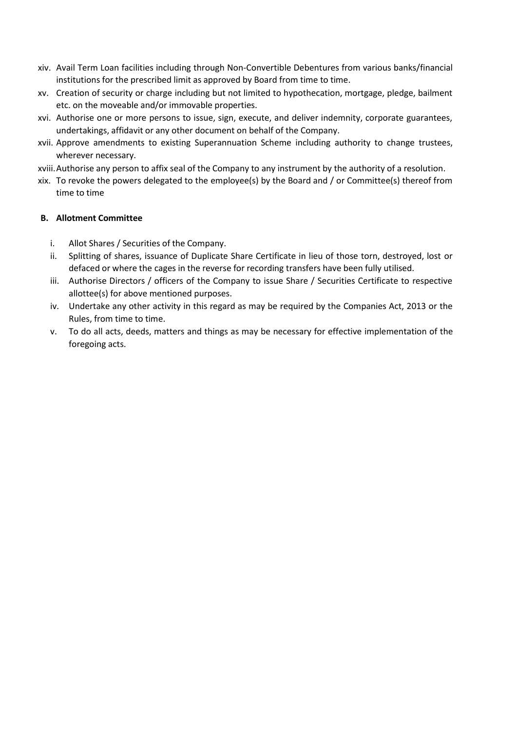xiv. Avail Term Loan facilities including through Non-Convertible Debentures from various banks/financial institutions for the prescribed limit as approved by Board from time to time.

xv. Creation of security or charge including but not limited to hypothecation, mortgage, pledge, bailment etc. on the moveable and/or immovable properties.

xvi. Authorise one or more persons to issue, sign, execute, and deliver indemnity, corporate guarantees, undertakings, affidavit or any other document on behalf of the Company.

xvii. Approve amendments to existing Superannuation Scheme including authority to change trustees, wherever necessary.

xviii. Authorise any person to affix seal of the Company to any instrument by the authority of a resolution.

xix. To revoke the powers delegated to the employee(s) by the Board and / or Committee(s) thereof from time to time

**B. Allotment Committee**

i. Allot Shares / Securities of the Company.

ii. Splitting of shares, issuance of Duplicate Share Certificate in lieu of those torn, destroyed, lost or defaced or where the cages in the reverse for recording transfers have been fully utilised.

iii. Authorise Directors / officers of the Company to issue Share / Securities Certificate to respective allottee(s) for above mentioned purposes.

iv. Undertake any other activity in this regard as may be required by the Companies Act, 2013 or the Rules, from time to time.

v. To do all acts, deeds, matters and things as may be necessary for effective implementation of the foregoing acts.